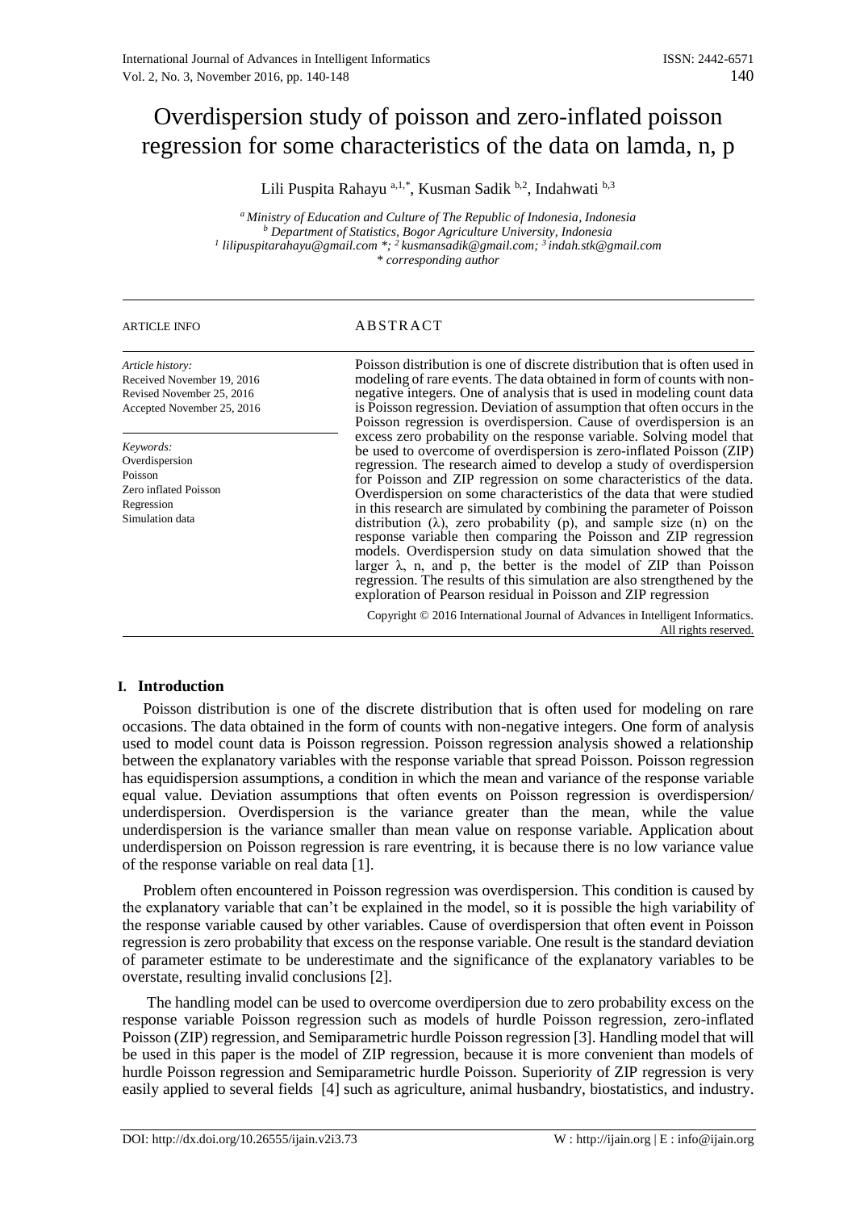# Overdispersion study of poisson and zero-inflated poisson regression for some characteristics of the data on lamda, n, p

Lili Puspita Rahayu [a,1,*], Kusman Sadik [b,2], Indahwati [b,3]

[a] *Ministry of Education and Culture of The Republic of Indonesia, Indonesia*
[b] *Department of Statistics, Bogor Agriculture University, Indonesia*
[1] *lilipuspitarahayu@gmail.com \*;* [2] *kusmansadik@gmail.com;* [3] *indah.stk@gmail.com*
*\* corresponding author*

ARTICLE INFO

*Article history:*
Received November 19, 2016
Revised November 25, 2016
Accepted November 25, 2016

*Keywords:*
Overdispersion
Poisson
Zero inflated Poisson
Regression
Simulation data

## ABSTRACT

Poisson distribution is one of discrete distribution that is often used in modeling of rare events. The data obtained in form of counts with non-negative integers. One of analysis that is used in modeling count data is Poisson regression. Deviation of assumption that often occurs in the Poisson regression is overdispersion. Cause of overdispersion is an excess zero probability on the response variable. Solving model that be used to overcome of overdispersion is zero-inflated Poisson (ZIP) regression. The research aimed to develop a study of overdispersion for Poisson and ZIP regression on some characteristics of the data. Overdispersion on some characteristics of the data that were studied in this research are simulated by combining the parameter of Poisson distribution ($\lambda$), zero probability (p), and sample size (n) on the response variable then comparing the Poisson and ZIP regression models. Overdispersion study on data simulation showed that the larger $\lambda$, n, and p, the better is the model of ZIP than Poisson regression. The results of this simulation are also strengthened by the exploration of Pearson residual in Poisson and ZIP regression

Copyright © 2016 International Journal of Advances in Intelligent Informatics. All rights reserved.

## I. Introduction

Poisson distribution is one of the discrete distribution that is often used for modeling on rare occasions. The data obtained in the form of counts with non-negative integers. One form of analysis used to model count data is Poisson regression. Poisson regression analysis showed a relationship between the explanatory variables with the response variable that spread Poisson. Poisson regression has equidispersion assumptions, a condition in which the mean and variance of the response variable equal value. Deviation assumptions that often events on Poisson regression is overdispersion/ underdispersion. Overdispersion is the variance greater than the mean, while the value underdispersion is the variance smaller than mean value on response variable. Application about underdispersion on Poisson regression is rare eventring, it is because there is no low variance value of the response variable on real data [1].

Problem often encountered in Poisson regression was overdispersion. This condition is caused by the explanatory variable that can't be explained in the model, so it is possible the high variability of the response variable caused by other variables. Cause of overdispersion that often event in Poisson regression is zero probability that excess on the response variable. One result is the standard deviation of parameter estimate to be underestimate and the significance of the explanatory variables to be overstate, resulting invalid conclusions [2].

The handling model can be used to overcome overdipersion due to zero probability excess on the response variable Poisson regression such as models of hurdle Poisson regression, zero-inflated Poisson (ZIP) regression, and Semiparametric hurdle Poisson regression [3]. Handling model that will be used in this paper is the model of ZIP regression, because it is more convenient than models of hurdle Poisson regression and Semiparametric hurdle Poisson. Superiority of ZIP regression is very easily applied to several fields [4] such as agriculture, animal husbandry, biostatistics, and industry.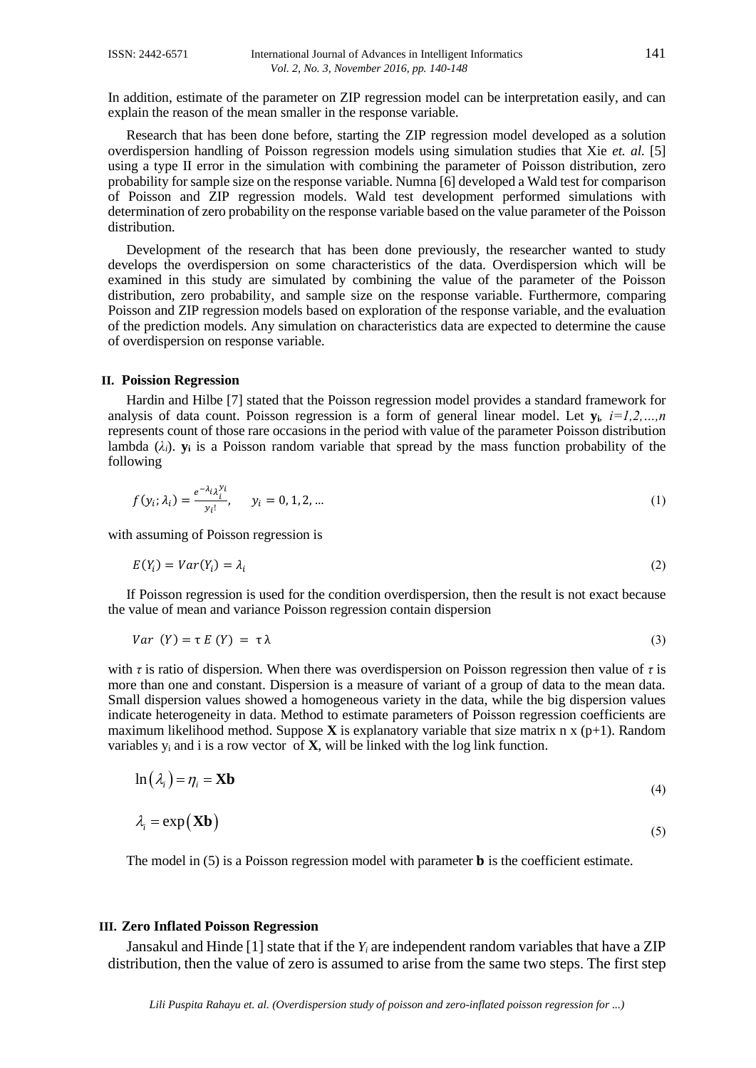In addition, estimate of the parameter on ZIP regression model can be interpretation easily, and can explain the reason of the mean smaller in the response variable.

Research that has been done before, starting the ZIP regression model developed as a solution overdispersion handling of Poisson regression models using simulation studies that Xie *et. al.* [5] using a type II error in the simulation with combining the parameter of Poisson distribution, zero probability for sample size on the response variable. Numna [6] developed a Wald test for comparison of Poisson and ZIP regression models. Wald test development performed simulations with determination of zero probability on the response variable based on the value parameter of the Poisson distribution.

Development of the research that has been done previously, the researcher wanted to study develops the overdispersion on some characteristics of the data. Overdispersion which will be examined in this study are simulated by combining the value of the parameter of the Poisson distribution, zero probability, and sample size on the response variable. Furthermore, comparing Poisson and ZIP regression models based on exploration of the response variable, and the evaluation of the prediction models. Any simulation on characteristics data are expected to determine the cause of overdispersion on response variable.

## II. Poission Regression

Hardin and Hilbe [7] stated that the Poisson regression model provides a standard framework for analysis of data count. Poisson regression is a form of general linear model. Let $\mathbf{y}_i$, $i=1,2,\ldots,n$ represents count of those rare occasions in the period with value of the parameter Poisson distribution lambda ($\lambda_i$). $\mathbf{y}_i$ is a Poisson random variable that spread by the mass function probability of the following

$$f(y_i;\lambda_i) = \frac{e^{-\lambda_i}\lambda_i^{y_i}}{y_i!}, \quad y_i = 0, 1, 2, \ldots \tag{1}$$

with assuming of Poisson regression is

$$E(Y_i) = Var(Y_i) = \lambda_i \tag{2}$$

If Poisson regression is used for the condition overdispersion, then the result is not exact because the value of mean and variance Poisson regression contain dispersion

$$Var\ (Y) = \tau\, E\,(Y) = \tau\,\lambda \tag{3}$$

with $\tau$ is ratio of dispersion. When there was overdispersion on Poisson regression then value of $\tau$ is more than one and constant. Dispersion is a measure of variant of a group of data to the mean data. Small dispersion values showed a homogeneous variety in the data, while the big dispersion values indicate heterogeneity in data. Method to estimate parameters of Poisson regression coefficients are maximum likelihood method. Suppose $\mathbf{X}$ is explanatory variable that size matrix n x (p+1). Random variables $y_i$ and i is a row vector of $\mathbf{X}$, will be linked with the log link function.

$$\ln(\lambda_i) = \eta_i = \mathbf{Xb} \tag{4}$$

$$\lambda_i = \exp(\mathbf{Xb}) \tag{5}$$

The model in (5) is a Poisson regression model with parameter $\mathbf{b}$ is the coefficient estimate.

## III. Zero Inflated Poisson Regression

Jansakul and Hinde [1] state that if the $Y_i$ are independent random variables that have a ZIP distribution, then the value of zero is assumed to arise from the same two steps. The first step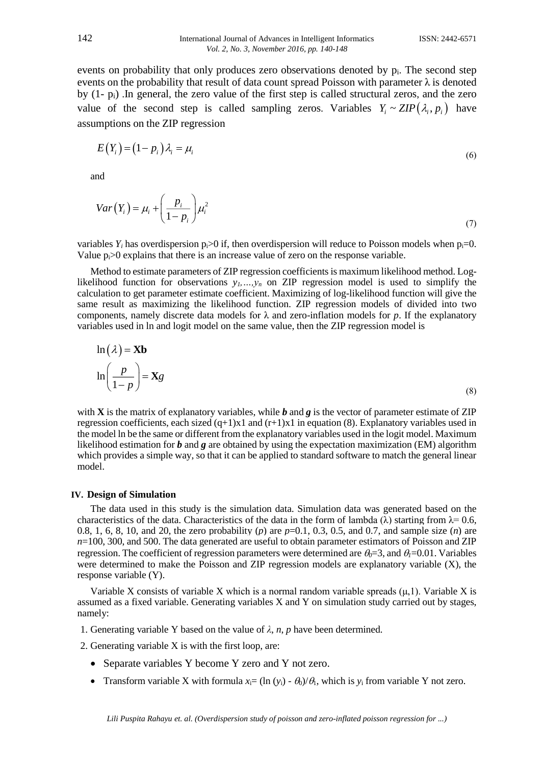events on probability that only produces zero observations denoted by $p_i$. The second step events on the probability that result of data count spread Poisson with parameter $\lambda$ is denoted by $(1- p_i)$ .In general, the zero value of the first step is called structural zeros, and the zero value of the second step is called sampling zeros. Variables $Y_i \sim ZIP(\lambda_i, p_i)$ have assumptions on the ZIP regression

$$E(Y_i) = (1 - p_i)\lambda_i = \mu_i \tag{6}$$

and

$$Var(Y_i) = \mu_i + \left(\frac{p_i}{1-p_i}\right)\mu_i^2 \tag{7}$$

variables $Y_i$ has overdispersion $p_i>0$ if, then overdispersion will reduce to Poisson models when $p_i=0$. Value $p_i>0$ explains that there is an increase value of zero on the response variable.

Method to estimate parameters of ZIP regression coefficients is maximum likelihood method. Log-likelihood function for observations $y_1,\dots,y_n$ on ZIP regression model is used to simplify the calculation to get parameter estimate coefficient. Maximizing of log-likelihood function will give the same result as maximizing the likelihood function. ZIP regression models of divided into two components, namely discrete data models for $\lambda$ and zero-inflation models for $p$. If the explanatory variables used in ln and logit model on the same value, then the ZIP regression model is

$$\begin{aligned} \ln(\lambda) &= \mathbf{X}\mathbf{b} \\ \ln\left(\frac{p}{1-p}\right) &= \mathbf{X}g \end{aligned} \tag{8}$$

with $\mathbf{X}$ is the matrix of explanatory variables, while $\boldsymbol{b}$ and $\boldsymbol{g}$ is the vector of parameter estimate of ZIP regression coefficients, each sized $(q+1)$x1 and $(r+1)$x1 in equation (8). Explanatory variables used in the model ln be the same or different from the explanatory variables used in the logit model. Maximum likelihood estimation for $\boldsymbol{b}$ and $\boldsymbol{g}$ are obtained by using the expectation maximization (EM) algorithm which provides a simple way, so that it can be applied to standard software to match the general linear model.

## IV. Design of Simulation

The data used in this study is the simulation data. Simulation data was generated based on the characteristics of the data. Characteristics of the data in the form of lambda ($\lambda$) starting from $\lambda$= 0.6, 0.8, 1, 6, 8, 10, and 20, the zero probability ($p$) are $p$=0.1, 0.3, 0.5, and 0.7, and sample size ($n$) are $n$=100, 300, and 500. The data generated are useful to obtain parameter estimators of Poisson and ZIP regression. The coefficient of regression parameters were determined are $\theta_0$=3, and $\theta_l$=0.01. Variables were determined to make the Poisson and ZIP regression models are explanatory variable (X), the response variable (Y).

Variable X consists of variable X which is a normal random variable spreads $(\mu,1)$. Variable X is assumed as a fixed variable. Generating variables X and Y on simulation study carried out by stages, namely:

1. Generating variable Y based on the value of $\lambda$, $n$, $p$ have been determined.
2. Generating variable X is with the first loop, are:
   - Separate variables Y become Y zero and Y not zero.
   - Transform variable X with formula $x_i= (\ln(y_i) - \theta_0)/\theta_1$, which is $y_i$ from variable Y not zero.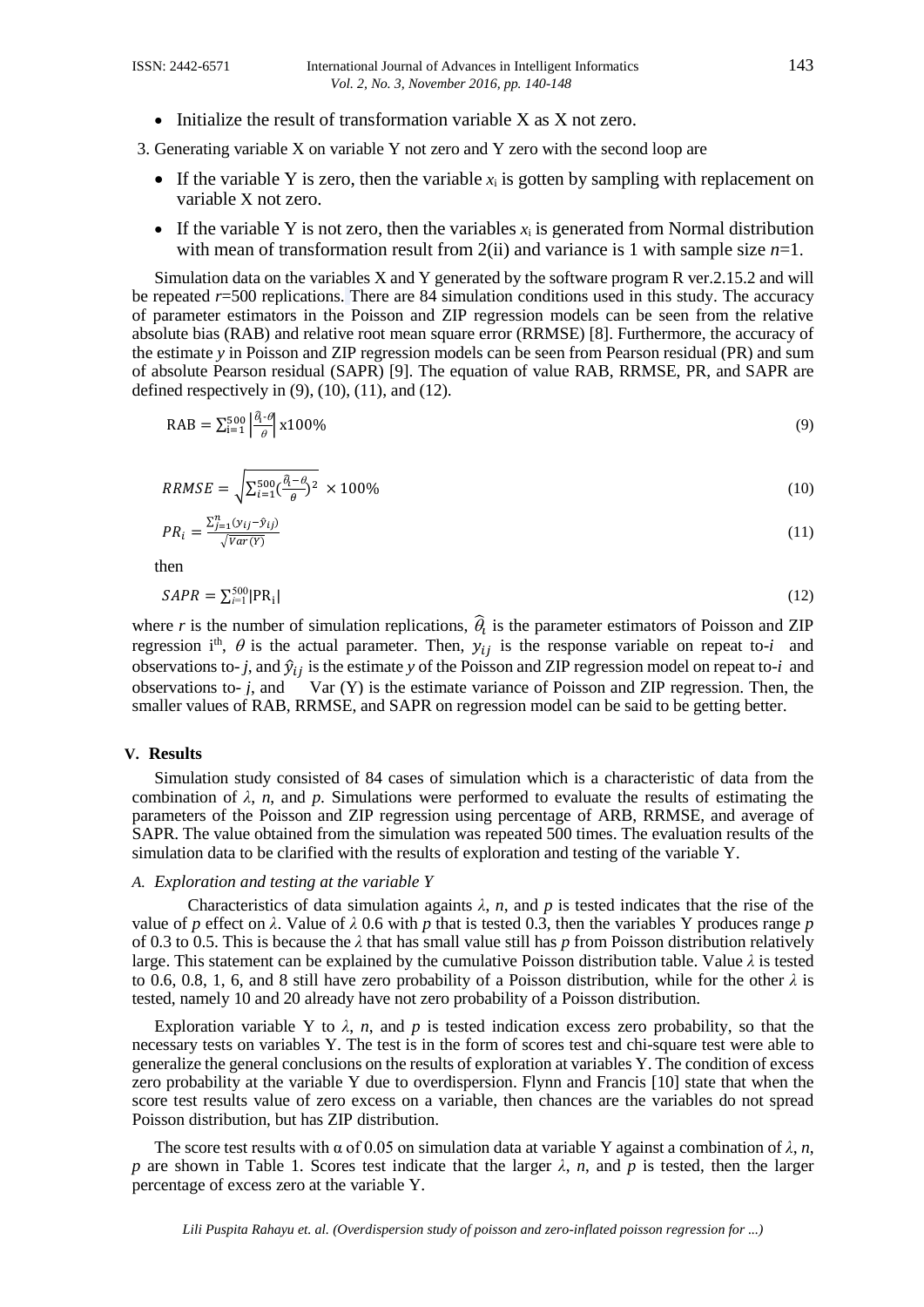- Initialize the result of transformation variable X as X not zero.

3. Generating variable X on variable Y not zero and Y zero with the second loop are

- If the variable Y is zero, then the variable $x_i$ is gotten by sampling with replacement on variable X not zero.
- If the variable Y is not zero, then the variables $x_i$ is generated from Normal distribution with mean of transformation result from 2(ii) and variance is 1 with sample size $n$=1.

Simulation data on the variables X and Y generated by the software program R ver.2.15.2 and will be repeated $r$=500 replications. There are 84 simulation conditions used in this study. The accuracy of parameter estimators in the Poisson and ZIP regression models can be seen from the relative absolute bias (RAB) and relative root mean square error (RRMSE) [8]. Furthermore, the accuracy of the estimate $y$ in Poisson and ZIP regression models can be seen from Pearson residual (PR) and sum of absolute Pearson residual (SAPR) [9]. The equation of value RAB, RRMSE, PR, and SAPR are defined respectively in (9), (10), (11), and (12).

$$\text{RAB} = \sum_{i=1}^{500} \left|\frac{\hat{\theta}_i - \theta}{\theta}\right| \text{x}100\% \tag{9}$$

$$RRMSE = \sqrt{\sum_{i=1}^{500} \left(\frac{\hat{\theta}_i - \theta}{\theta}\right)^2} \times 100\% \tag{10}$$

$$PR_i = \frac{\sum_{j=1}^{n} (y_{ij} - \hat{y}_{ij})}{\sqrt{Var(Y)}} \tag{11}$$

then

$$SAPR = \sum_{i=1}^{500} |\text{PR}_i| \tag{12}$$

where $r$ is the number of simulation replications, $\hat{\theta}_i$ is the parameter estimators of Poisson and ZIP regression i[th], $\theta$ is the actual parameter. Then, $y_{ij}$ is the response variable on repeat to-$i$ and observations to- $j$, and $\hat{y}_{ij}$ is the estimate $y$ of the Poisson and ZIP regression model on repeat to-$i$ and observations to- $j$, and Var (Y) is the estimate variance of Poisson and ZIP regression. Then, the smaller values of RAB, RRMSE, and SAPR on regression model can be said to be getting better.

## V. Results

Simulation study consisted of 84 cases of simulation which is a characteristic of data from the combination of $\lambda$, $n$, and $p$. Simulations were performed to evaluate the results of estimating the parameters of the Poisson and ZIP regression using percentage of ARB, RRMSE, and average of SAPR. The value obtained from the simulation was repeated 500 times. The evaluation results of the simulation data to be clarified with the results of exploration and testing of the variable Y.

### A. *Exploration and testing at the variable Y*

Characteristics of data simulation againts $\lambda$, $n$, and $p$ is tested indicates that the rise of the value of $p$ effect on $\lambda$. Value of $\lambda$ 0.6 with $p$ that is tested 0.3, then the variables Y produces range $p$ of 0.3 to 0.5. This is because the $\lambda$ that has small value still has $p$ from Poisson distribution relatively large. This statement can be explained by the cumulative Poisson distribution table. Value $\lambda$ is tested to 0.6, 0.8, 1, 6, and 8 still have zero probability of a Poisson distribution, while for the other $\lambda$ is tested, namely 10 and 20 already have not zero probability of a Poisson distribution.

Exploration variable Y to $\lambda$, $n$, and $p$ is tested indication excess zero probability, so that the necessary tests on variables Y. The test is in the form of scores test and chi-square test were able to generalize the general conclusions on the results of exploration at variables Y. The condition of excess zero probability at the variable Y due to overdispersion. Flynn and Francis [10] state that when the score test results value of zero excess on a variable, then chances are the variables do not spread Poisson distribution, but has ZIP distribution.

The score test results with $\alpha$ of 0.05 on simulation data at variable Y against a combination of $\lambda$, $n$, $p$ are shown in Table 1. Scores test indicate that the larger $\lambda$, $n$, and $p$ is tested, then the larger percentage of excess zero at the variable Y.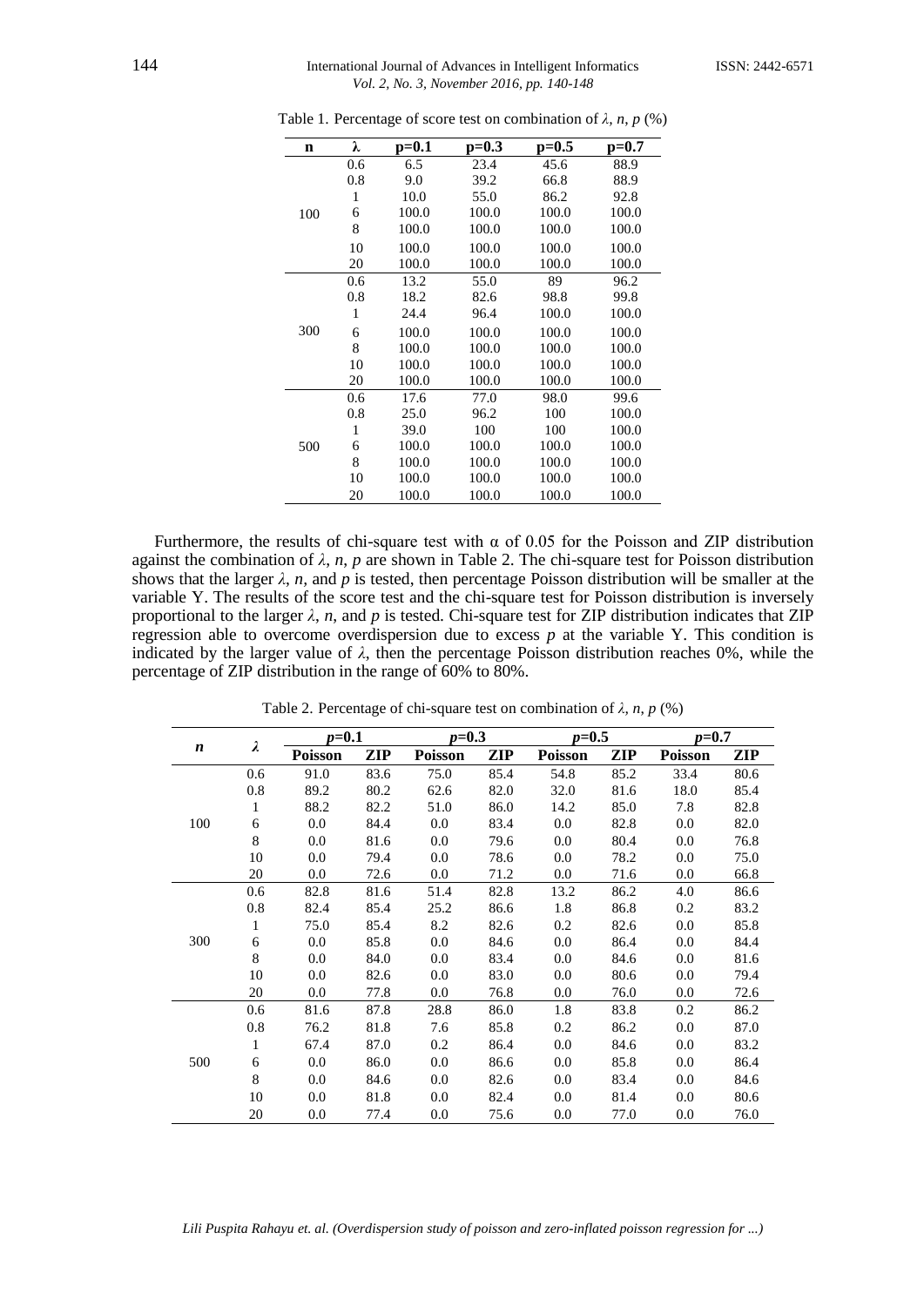Table 1. Percentage of score test on combination of $\lambda$, $n$, $p$ (%)

| n | λ | p=0.1 | p=0.3 | p=0.5 | p=0.7 |
|---|---|---|---|---|---|
| 100 | 0.6 | 6.5 | 23.4 | 45.6 | 88.9 |
| | 0.8 | 9.0 | 39.2 | 66.8 | 88.9 |
| | 1 | 10.0 | 55.0 | 86.2 | 92.8 |
| | 6 | 100.0 | 100.0 | 100.0 | 100.0 |
| | 8 | 100.0 | 100.0 | 100.0 | 100.0 |
| | 10 | 100.0 | 100.0 | 100.0 | 100.0 |
| | 20 | 100.0 | 100.0 | 100.0 | 100.0 |
| 300 | 0.6 | 13.2 | 55.0 | 89 | 96.2 |
| | 0.8 | 18.2 | 82.6 | 98.8 | 99.8 |
| | 1 | 24.4 | 96.4 | 100.0 | 100.0 |
| | 6 | 100.0 | 100.0 | 100.0 | 100.0 |
| | 8 | 100.0 | 100.0 | 100.0 | 100.0 |
| | 10 | 100.0 | 100.0 | 100.0 | 100.0 |
| | 20 | 100.0 | 100.0 | 100.0 | 100.0 |
| 500 | 0.6 | 17.6 | 77.0 | 98.0 | 99.6 |
| | 0.8 | 25.0 | 96.2 | 100 | 100.0 |
| | 1 | 39.0 | 100 | 100 | 100.0 |
| | 6 | 100.0 | 100.0 | 100.0 | 100.0 |
| | 8 | 100.0 | 100.0 | 100.0 | 100.0 |
| | 10 | 100.0 | 100.0 | 100.0 | 100.0 |
| | 20 | 100.0 | 100.0 | 100.0 | 100.0 |

Furthermore, the results of chi-square test with α of 0.05 for the Poisson and ZIP distribution against the combination of $\lambda$, $n$, $p$ are shown in Table 2. The chi-square test for Poisson distribution shows that the larger $\lambda$, $n$, and $p$ is tested, then percentage Poisson distribution will be smaller at the variable Y. The results of the score test and the chi-square test for Poisson distribution is inversely proportional to the larger $\lambda$, $n$, and $p$ is tested. Chi-square test for ZIP distribution indicates that ZIP regression able to overcome overdispersion due to excess $p$ at the variable Y. This condition is indicated by the larger value of $\lambda$, then the percentage Poisson distribution reaches 0%, while the percentage of ZIP distribution in the range of 60% to 80%.

Table 2. Percentage of chi-square test on combination of $\lambda$, $n$, $p$ (%)

| *n* | *λ* | *p*=0.1 | | *p*=0.3 | | *p*=0.5 | | *p*=0.7 | |
|---|---|---|---|---|---|---|---|---|---|
| | | **Poisson** | **ZIP** | **Poisson** | **ZIP** | **Poisson** | **ZIP** | **Poisson** | **ZIP** |
| 100 | 0.6 | 91.0 | 83.6 | 75.0 | 85.4 | 54.8 | 85.2 | 33.4 | 80.6 |
| | 0.8 | 89.2 | 80.2 | 62.6 | 82.0 | 32.0 | 81.6 | 18.0 | 85.4 |
| | 1 | 88.2 | 82.2 | 51.0 | 86.0 | 14.2 | 85.0 | 7.8 | 82.8 |
| | 6 | 0.0 | 84.4 | 0.0 | 83.4 | 0.0 | 82.8 | 0.0 | 82.0 |
| | 8 | 0.0 | 81.6 | 0.0 | 79.6 | 0.0 | 80.4 | 0.0 | 76.8 |
| | 10 | 0.0 | 79.4 | 0.0 | 78.6 | 0.0 | 78.2 | 0.0 | 75.0 |
| | 20 | 0.0 | 72.6 | 0.0 | 71.2 | 0.0 | 71.6 | 0.0 | 66.8 |
| 300 | 0.6 | 82.8 | 81.6 | 51.4 | 82.8 | 13.2 | 86.2 | 4.0 | 86.6 |
| | 0.8 | 82.4 | 85.4 | 25.2 | 86.6 | 1.8 | 86.8 | 0.2 | 83.2 |
| | 1 | 75.0 | 85.4 | 8.2 | 82.6 | 0.2 | 82.6 | 0.0 | 85.8 |
| | 6 | 0.0 | 85.8 | 0.0 | 84.6 | 0.0 | 86.4 | 0.0 | 84.4 |
| | 8 | 0.0 | 84.0 | 0.0 | 83.4 | 0.0 | 84.6 | 0.0 | 81.6 |
| | 10 | 0.0 | 82.6 | 0.0 | 83.0 | 0.0 | 80.6 | 0.0 | 79.4 |
| | 20 | 0.0 | 77.8 | 0.0 | 76.8 | 0.0 | 76.0 | 0.0 | 72.6 |
| 500 | 0.6 | 81.6 | 87.8 | 28.8 | 86.0 | 1.8 | 83.8 | 0.2 | 86.2 |
| | 0.8 | 76.2 | 81.8 | 7.6 | 85.8 | 0.2 | 86.2 | 0.0 | 87.0 |
| | 1 | 67.4 | 87.0 | 0.2 | 86.4 | 0.0 | 84.6 | 0.0 | 83.2 |
| | 6 | 0.0 | 86.0 | 0.0 | 86.6 | 0.0 | 85.8 | 0.0 | 86.4 |
| | 8 | 0.0 | 84.6 | 0.0 | 82.6 | 0.0 | 83.4 | 0.0 | 84.6 |
| | 10 | 0.0 | 81.8 | 0.0 | 82.4 | 0.0 | 81.4 | 0.0 | 80.6 |
| | 20 | 0.0 | 77.4 | 0.0 | 75.6 | 0.0 | 77.0 | 0.0 | 76.0 |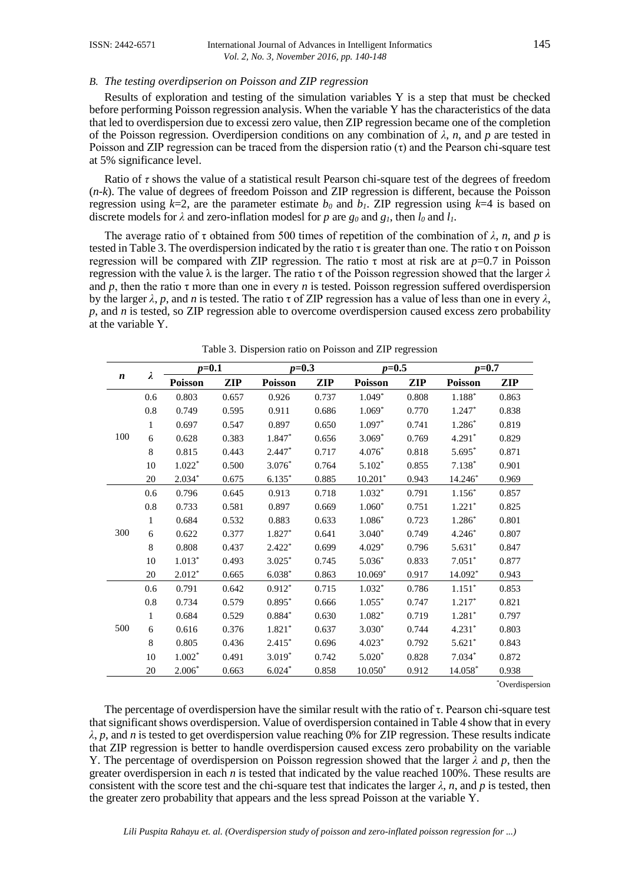### *B. The testing overdipserion on Poisson and ZIP regression*

Results of exploration and testing of the simulation variables Y is a step that must be checked before performing Poisson regression analysis. When the variable Y has the characteristics of the data that led to overdispersion due to excessi zero value, then ZIP regression became one of the completion of the Poisson regression. Overdipersion conditions on any combination of $\lambda$, $n$, and $p$ are tested in Poisson and ZIP regression can be traced from the dispersion ratio ($\tau$) and the Pearson chi-square test at 5% significance level.

Ratio of $\tau$ shows the value of a statistical result Pearson chi-square test of the degrees of freedom ($n$-$k$). The value of degrees of freedom Poisson and ZIP regression is different, because the Poisson regression using $k$=2, are the parameter estimate $b_0$ and $b_1$. ZIP regression using $k$=4 is based on discrete models for $\lambda$ and zero-inflation modesl for $p$ are $g_0$ and $g_1$, then $l_0$ and $l_1$.

The average ratio of $\tau$ obtained from 500 times of repetition of the combination of $\lambda$, $n$, and $p$ is tested in Table 3. The overdispersion indicated by the ratio $\tau$ is greater than one. The ratio $\tau$ on Poisson regression will be compared with ZIP regression. The ratio $\tau$ most at risk are at $p$=0.7 in Poisson regression with the value $\lambda$ is the larger. The ratio $\tau$ of the Poisson regression showed that the larger $\lambda$ and $p$, then the ratio $\tau$ more than one in every $n$ is tested. Poisson regression suffered overdispersion by the larger $\lambda$, $p$, and $n$ is tested. The ratio $\tau$ of ZIP regression has a value of less than one in every $\lambda$, $p$, and $n$ is tested, so ZIP regression able to overcome overdispersion caused excess zero probability at the variable Y.

Table 3. Dispersion ratio on Poisson and ZIP regression

| $n$ | $\lambda$ | $p$=0.1 | | $p$=0.3 | | $p$=0.5 | | $p$=0.7 | |
|---|---|---|---|---|---|---|---|---|---|
| | | **Poisson** | **ZIP** | **Poisson** | **ZIP** | **Poisson** | **ZIP** | **Poisson** | **ZIP** |
| 100 | 0.6 | 0.803 | 0.657 | 0.926 | 0.737 | 1.049* | 0.808 | 1.188* | 0.863 |
| | 0.8 | 0.749 | 0.595 | 0.911 | 0.686 | 1.069* | 0.770 | 1.247* | 0.838 |
| | 1 | 0.697 | 0.547 | 0.897 | 0.650 | 1.097* | 0.741 | 1.286* | 0.819 |
| | 6 | 0.628 | 0.383 | 1.847* | 0.656 | 3.069* | 0.769 | 4.291* | 0.829 |
| | 8 | 0.815 | 0.443 | 2.447* | 0.717 | 4.076* | 0.818 | 5.695* | 0.871 |
| | 10 | 1.022* | 0.500 | 3.076* | 0.764 | 5.102* | 0.855 | 7.138* | 0.901 |
| | 20 | 2.034* | 0.675 | 6.135* | 0.885 | 10.201* | 0.943 | 14.246* | 0.969 |
| 300 | 0.6 | 0.796 | 0.645 | 0.913 | 0.718 | 1.032* | 0.791 | 1.156* | 0.857 |
| | 0.8 | 0.733 | 0.581 | 0.897 | 0.669 | 1.060* | 0.751 | 1.221* | 0.825 |
| | 1 | 0.684 | 0.532 | 0.883 | 0.633 | 1.086* | 0.723 | 1.286* | 0.801 |
| | 6 | 0.622 | 0.377 | 1.827* | 0.641 | 3.040* | 0.749 | 4.246* | 0.807 |
| | 8 | 0.808 | 0.437 | 2.422* | 0.699 | 4.029* | 0.796 | 5.631* | 0.847 |
| | 10 | 1.013* | 0.493 | 3.025* | 0.745 | 5.036* | 0.833 | 7.051* | 0.877 |
| | 20 | 2.012* | 0.665 | 6.038* | 0.863 | 10.069* | 0.917 | 14.092* | 0.943 |
| 500 | 0.6 | 0.791 | 0.642 | 0.912* | 0.715 | 1.032* | 0.786 | 1.151* | 0.853 |
| | 0.8 | 0.734 | 0.579 | 0.895* | 0.666 | 1.055* | 0.747 | 1.217* | 0.821 |
| | 1 | 0.684 | 0.529 | 0.884* | 0.630 | 1.082* | 0.719 | 1.281* | 0.797 |
| | 6 | 0.616 | 0.376 | 1.821* | 0.637 | 3.030* | 0.744 | 4.231* | 0.803 |
| | 8 | 0.805 | 0.436 | 2.415* | 0.696 | 4.023* | 0.792 | 5.621* | 0.843 |
| | 10 | 1.002* | 0.491 | 3.019* | 0.742 | 5.020* | 0.828 | 7.034* | 0.872 |
| | 20 | 2.006* | 0.663 | 6.024* | 0.858 | 10.050* | 0.912 | 14.058* | 0.938 |

*Overdispersion

The percentage of overdispersion have the similar result with the ratio of $\tau$. Pearson chi-square test that significant shows overdispersion. Value of overdispersion contained in Table 4 show that in every $\lambda$, $p$, and $n$ is tested to get overdispersion value reaching 0% for ZIP regression. These results indicate that ZIP regression is better to handle overdispersion caused excess zero probability on the variable Y. The percentage of overdispersion on Poisson regression showed that the larger $\lambda$ and $p$, then the greater overdispersion in each $n$ is tested that indicated by the value reached 100%. These results are consistent with the score test and the chi-square test that indicates the larger $\lambda$, $n$, and $p$ is tested, then the greater zero probability that appears and the less spread Poisson at the variable Y.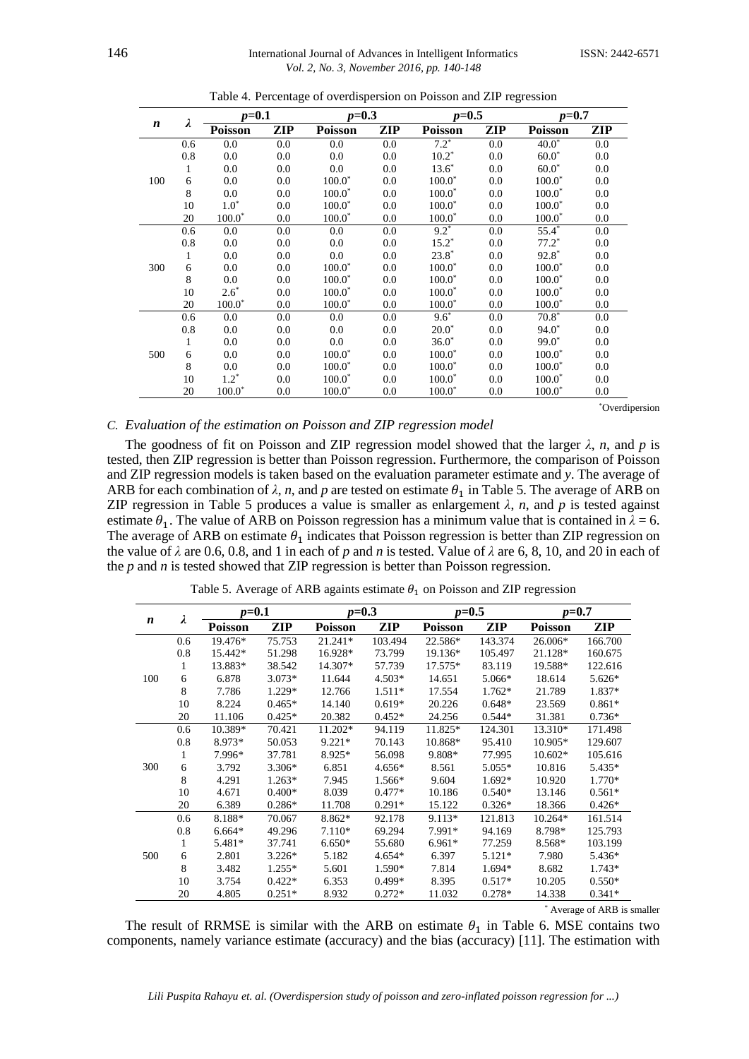Table 4. Percentage of overdispersion on Poisson and ZIP regression

| $n$ | $\lambda$ | $p$=0.1 | | $p$=0.3 | | $p$=0.5 | | $p$=0.7 | |
|---|---|---|---|---|---|---|---|---|---|
| | | Poisson | ZIP | Poisson | ZIP | Poisson | ZIP | Poisson | ZIP |
| 100 | 0.6 | 0.0 | 0.0 | 0.0 | 0.0 | 7.2* | 0.0 | 40.0* | 0.0 |
| | 0.8 | 0.0 | 0.0 | 0.0 | 0.0 | 10.2* | 0.0 | 60.0* | 0.0 |
| | 1 | 0.0 | 0.0 | 0.0 | 0.0 | 13.6* | 0.0 | 60.0* | 0.0 |
| | 6 | 0.0 | 0.0 | 100.0* | 0.0 | 100.0* | 0.0 | 100.0* | 0.0 |
| | 8 | 0.0 | 0.0 | 100.0* | 0.0 | 100.0* | 0.0 | 100.0* | 0.0 |
| | 10 | 1.0* | 0.0 | 100.0* | 0.0 | 100.0* | 0.0 | 100.0* | 0.0 |
| | 20 | 100.0* | 0.0 | 100.0* | 0.0 | 100.0* | 0.0 | 100.0* | 0.0 |
| 300 | 0.6 | 0.0 | 0.0 | 0.0 | 0.0 | 9.2* | 0.0 | 55.4* | 0.0 |
| | 0.8 | 0.0 | 0.0 | 0.0 | 0.0 | 15.2* | 0.0 | 77.2* | 0.0 |
| | 1 | 0.0 | 0.0 | 0.0 | 0.0 | 23.8* | 0.0 | 92.8* | 0.0 |
| | 6 | 0.0 | 0.0 | 100.0* | 0.0 | 100.0* | 0.0 | 100.0* | 0.0 |
| | 8 | 0.0 | 0.0 | 100.0* | 0.0 | 100.0* | 0.0 | 100.0* | 0.0 |
| | 10 | 2.6* | 0.0 | 100.0* | 0.0 | 100.0* | 0.0 | 100.0* | 0.0 |
| | 20 | 100.0* | 0.0 | 100.0* | 0.0 | 100.0* | 0.0 | 100.0* | 0.0 |
| 500 | 0.6 | 0.0 | 0.0 | 0.0 | 0.0 | 9.6* | 0.0 | 70.8* | 0.0 |
| | 0.8 | 0.0 | 0.0 | 0.0 | 0.0 | 20.0* | 0.0 | 94.0* | 0.0 |
| | 1 | 0.0 | 0.0 | 0.0 | 0.0 | 36.0* | 0.0 | 99.0* | 0.0 |
| | 6 | 0.0 | 0.0 | 100.0* | 0.0 | 100.0* | 0.0 | 100.0* | 0.0 |
| | 8 | 0.0 | 0.0 | 100.0* | 0.0 | 100.0* | 0.0 | 100.0* | 0.0 |
| | 10 | 1.2* | 0.0 | 100.0* | 0.0 | 100.0* | 0.0 | 100.0* | 0.0 |
| | 20 | 100.0* | 0.0 | 100.0* | 0.0 | 100.0* | 0.0 | 100.0* | 0.0 |

*Overdispersion

### C. Evaluation of the estimation on Poisson and ZIP regression model

The goodness of fit on Poisson and ZIP regression model showed that the larger $\lambda$, $n$, and $p$ is tested, then ZIP regression is better than Poisson regression. Furthermore, the comparison of Poisson and ZIP regression models is taken based on the evaluation parameter estimate and $y$. The average of ARB for each combination of $\lambda$, $n$, and $p$ are tested on estimate $\theta_1$ in Table 5. The average of ARB on ZIP regression in Table 5 produces a value is smaller as enlargement $\lambda$, $n$, and $p$ is tested against estimate $\theta_1$. The value of ARB on Poisson regression has a minimum value that is contained in $\lambda$ = 6. The average of ARB on estimate $\theta_1$ indicates that Poisson regression is better than ZIP regression on the value of $\lambda$ are 0.6, 0.8, and 1 in each of $p$ and $n$ is tested. Value of $\lambda$ are 6, 8, 10, and 20 in each of the $p$ and $n$ is tested showed that ZIP regression is better than Poisson regression.

Table 5. Average of ARB againts estimate $\theta_1$ on Poisson and ZIP regression

| $n$ | $\lambda$ | $p$=0.1 | | $p$=0.3 | | $p$=0.5 | | $p$=0.7 | |
|---|---|---|---|---|---|---|---|---|---|
| | | Poisson | ZIP | Poisson | ZIP | Poisson | ZIP | Poisson | ZIP |
| 100 | 0.6 | 19.476* | 75.753 | 21.241* | 103.494 | 22.586* | 143.374 | 26.006* | 166.700 |
| | 0.8 | 15.442* | 51.298 | 16.928* | 73.799 | 19.136* | 105.497 | 21.128* | 160.675 |
| | 1 | 13.883* | 38.542 | 14.307* | 57.739 | 17.575* | 83.119 | 19.588* | 122.616 |
| | 6 | 6.878 | 3.073* | 11.644 | 4.503* | 14.651 | 5.066* | 18.614 | 5.626* |
| | 8 | 7.786 | 1.229* | 12.766 | 1.511* | 17.554 | 1.762* | 21.789 | 1.837* |
| | 10 | 8.224 | 0.465* | 14.140 | 0.619* | 20.226 | 0.648* | 23.569 | 0.861* |
| | 20 | 11.106 | 0.425* | 20.382 | 0.452* | 24.256 | 0.544* | 31.381 | 0.736* |
| 300 | 0.6 | 10.389* | 70.421 | 11.202* | 94.119 | 11.825* | 124.301 | 13.310* | 171.498 |
| | 0.8 | 8.973* | 50.053 | 9.221* | 70.143 | 10.868* | 95.410 | 10.905* | 129.607 |
| | 1 | 7.996* | 37.781 | 8.925* | 56.098 | 9.808* | 77.995 | 10.602* | 105.616 |
| | 6 | 3.792 | 3.306* | 6.851 | 4.656* | 8.561 | 5.055* | 10.816 | 5.435* |
| | 8 | 4.291 | 1.263* | 7.945 | 1.566* | 9.604 | 1.692* | 10.920 | 1.770* |
| | 10 | 4.671 | 0.400* | 8.039 | 0.477* | 10.186 | 0.540* | 13.146 | 0.561* |
| | 20 | 6.389 | 0.286* | 11.708 | 0.291* | 15.122 | 0.326* | 18.366 | 0.426* |
| 500 | 0.6 | 8.188* | 70.067 | 8.862* | 92.178 | 9.113* | 121.813 | 10.264* | 161.514 |
| | 0.8 | 6.664* | 49.296 | 7.110* | 69.294 | 7.991* | 94.169 | 8.798* | 125.793 |
| | 1 | 5.481* | 37.741 | 6.650* | 55.680 | 6.961* | 77.259 | 8.568* | 103.199 |
| | 6 | 2.801 | 3.226* | 5.182 | 4.654* | 6.397 | 5.121* | 7.980 | 5.436* |
| | 8 | 3.482 | 1.255* | 5.601 | 1.590* | 7.814 | 1.694* | 8.682 | 1.743* |
| | 10 | 3.754 | 0.422* | 6.353 | 0.499* | 8.395 | 0.517* | 10.205 | 0.550* |
| | 20 | 4.805 | 0.251* | 8.932 | 0.272* | 11.032 | 0.278* | 14.338 | 0.341* |

* Average of ARB is smaller

The result of RRMSE is similar with the ARB on estimate $\theta_1$ in Table 6. MSE contains two components, namely variance estimate (accuracy) and the bias (accuracy) [11]. The estimation with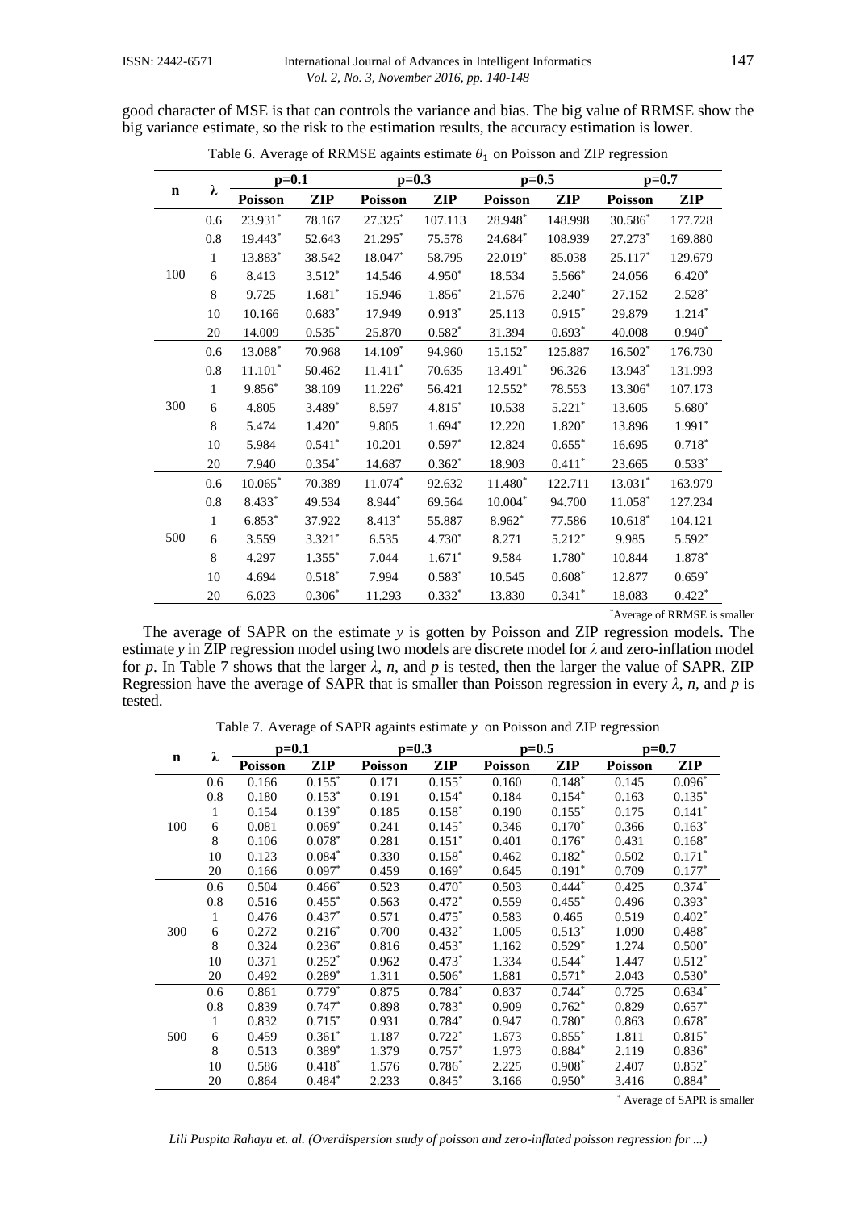good character of MSE is that can controls the variance and bias. The big value of RRMSE show the big variance estimate, so the risk to the estimation results, the accuracy estimation is lower.

Table 6. Average of RRMSE againts estimate $\theta_1$ on Poisson and ZIP regression

| n | λ | p=0.1 | | p=0.3 | | p=0.5 | | p=0.7 | |
|---|---|---|---|---|---|---|---|---|---|
| | | Poisson | ZIP | Poisson | ZIP | Poisson | ZIP | Poisson | ZIP |
| 100 | 0.6 | 23.931* | 78.167 | 27.325* | 107.113 | 28.948* | 148.998 | 30.586* | 177.728 |
| | 0.8 | 19.443* | 52.643 | 21.295* | 75.578 | 24.684* | 108.939 | 27.273* | 169.880 |
| | 1 | 13.883* | 38.542 | 18.047* | 58.795 | 22.019* | 85.038 | 25.117* | 129.679 |
| | 6 | 8.413 | 3.512* | 14.546 | 4.950* | 18.534 | 5.566* | 24.056 | 6.420* |
| | 8 | 9.725 | 1.681* | 15.946 | 1.856* | 21.576 | 2.240* | 27.152 | 2.528* |
| | 10 | 10.166 | 0.683* | 17.949 | 0.913* | 25.113 | 0.915* | 29.879 | 1.214* |
| | 20 | 14.009 | 0.535* | 25.870 | 0.582* | 31.394 | 0.693* | 40.008 | 0.940* |
| 300 | 0.6 | 13.088* | 70.968 | 14.109* | 94.960 | 15.152* | 125.887 | 16.502* | 176.730 |
| | 0.8 | 11.101* | 50.462 | 11.411* | 70.635 | 13.491* | 96.326 | 13.943* | 131.993 |
| | 1 | 9.856* | 38.109 | 11.226* | 56.421 | 12.552* | 78.553 | 13.306* | 107.173 |
| | 6 | 4.805 | 3.489* | 8.597 | 4.815* | 10.538 | 5.221* | 13.605 | 5.680* |
| | 8 | 5.474 | 1.420* | 9.805 | 1.694* | 12.220 | 1.820* | 13.896 | 1.991* |
| | 10 | 5.984 | 0.541* | 10.201 | 0.597* | 12.824 | 0.655* | 16.695 | 0.718* |
| | 20 | 7.940 | 0.354* | 14.687 | 0.362* | 18.903 | 0.411* | 23.665 | 0.533* |
| 500 | 0.6 | 10.065* | 70.389 | 11.074* | 92.632 | 11.480* | 122.711 | 13.031* | 163.979 |
| | 0.8 | 8.433* | 49.534 | 8.944* | 69.564 | 10.004* | 94.700 | 11.058* | 127.234 |
| | 1 | 6.853* | 37.922 | 8.413* | 55.887 | 8.962* | 77.586 | 10.618* | 104.121 |
| | 6 | 3.559 | 3.321* | 6.535 | 4.730* | 8.271 | 5.212* | 9.985 | 5.592* |
| | 8 | 4.297 | 1.355* | 7.044 | 1.671* | 9.584 | 1.780* | 10.844 | 1.878* |
| | 10 | 4.694 | 0.518* | 7.994 | 0.583* | 10.545 | 0.608* | 12.877 | 0.659* |
| | 20 | 6.023 | 0.306* | 11.293 | 0.332* | 13.830 | 0.341* | 18.083 | 0.422* |

*Average of RRMSE is smaller

The average of SAPR on the estimate *y* is gotten by Poisson and ZIP regression models. The estimate *y* in ZIP regression model using two models are discrete model for $\lambda$ and zero-inflation model for *p*. In Table 7 shows that the larger $\lambda$, *n*, and *p* is tested, then the larger the value of SAPR. ZIP Regression have the average of SAPR that is smaller than Poisson regression in every $\lambda$, *n*, and *p* is tested.

Table 7. Average of SAPR againts estimate *y* on Poisson and ZIP regression

| n | λ | p=0.1 | | p=0.3 | | p=0.5 | | p=0.7 | |
|---|---|---|---|---|---|---|---|---|---|
| | | Poisson | ZIP | Poisson | ZIP | Poisson | ZIP | Poisson | ZIP |
| 100 | 0.6 | 0.166 | 0.155* | 0.171 | 0.155* | 0.160 | 0.148* | 0.145 | 0.096* |
| | 0.8 | 0.180 | 0.153* | 0.191 | 0.154* | 0.184 | 0.154* | 0.163 | 0.135* |
| | 1 | 0.154 | 0.139* | 0.185 | 0.158* | 0.190 | 0.155* | 0.175 | 0.141* |
| | 6 | 0.081 | 0.069* | 0.241 | 0.145* | 0.346 | 0.170* | 0.366 | 0.163* |
| | 8 | 0.106 | 0.078* | 0.281 | 0.151* | 0.401 | 0.176* | 0.431 | 0.168* |
| | 10 | 0.123 | 0.084* | 0.330 | 0.158* | 0.462 | 0.182* | 0.502 | 0.171* |
| | 20 | 0.166 | 0.097* | 0.459 | 0.169* | 0.645 | 0.191* | 0.709 | 0.177* |
| 300 | 0.6 | 0.504 | 0.466* | 0.523 | 0.470* | 0.503 | 0.444* | 0.425 | 0.374* |
| | 0.8 | 0.516 | 0.455* | 0.563 | 0.472* | 0.559 | 0.455* | 0.496 | 0.393* |
| | 1 | 0.476 | 0.437* | 0.571 | 0.475* | 0.583 | 0.465 | 0.519 | 0.402* |
| | 6 | 0.272 | 0.216* | 0.700 | 0.432* | 1.005 | 0.513* | 1.090 | 0.488* |
| | 8 | 0.324 | 0.236* | 0.816 | 0.453* | 1.162 | 0.529* | 1.274 | 0.500* |
| | 10 | 0.371 | 0.252* | 0.962 | 0.473* | 1.334 | 0.544* | 1.447 | 0.512* |
| | 20 | 0.492 | 0.289* | 1.311 | 0.506* | 1.881 | 0.571* | 2.043 | 0.530* |
| 500 | 0.6 | 0.861 | 0.779* | 0.875 | 0.784* | 0.837 | 0.744* | 0.725 | 0.634* |
| | 0.8 | 0.839 | 0.747* | 0.898 | 0.783* | 0.909 | 0.762* | 0.829 | 0.657* |
| | 1 | 0.832 | 0.715* | 0.931 | 0.784* | 0.947 | 0.780* | 0.863 | 0.678* |
| | 6 | 0.459 | 0.361* | 1.187 | 0.722* | 1.673 | 0.855* | 1.811 | 0.815* |
| | 8 | 0.513 | 0.389* | 1.379 | 0.757* | 1.973 | 0.884* | 2.119 | 0.836* |
| | 10 | 0.586 | 0.418* | 1.576 | 0.786* | 2.225 | 0.908* | 2.407 | 0.852* |
| | 20 | 0.864 | 0.484* | 2.233 | 0.845* | 3.166 | 0.950* | 3.416 | 0.884* |

* Average of SAPR is smaller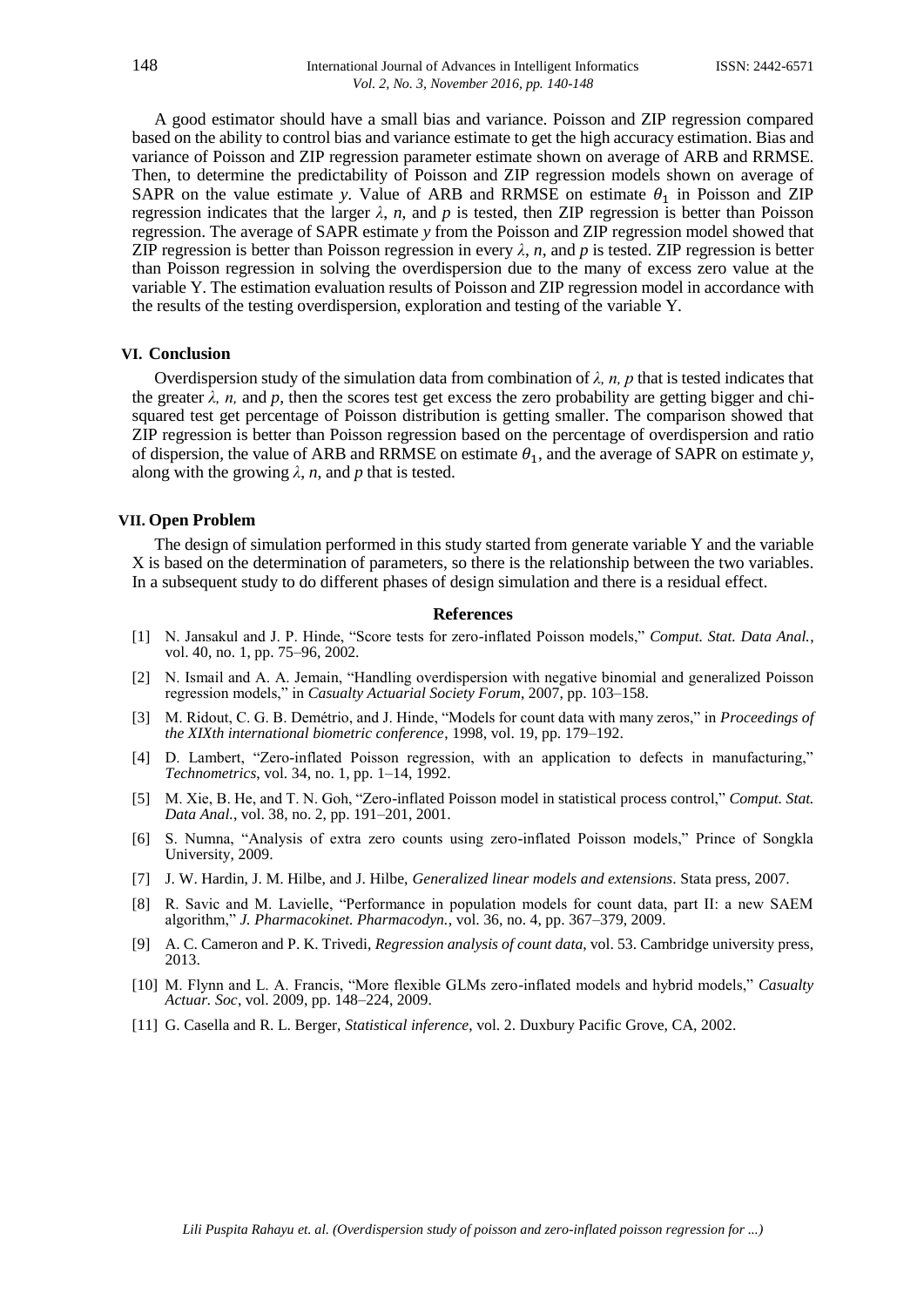A good estimator should have a small bias and variance. Poisson and ZIP regression compared based on the ability to control bias and variance estimate to get the high accuracy estimation. Bias and variance of Poisson and ZIP regression parameter estimate shown on average of ARB and RRMSE. Then, to determine the predictability of Poisson and ZIP regression models shown on average of SAPR on the value estimate *y*. Value of ARB and RRMSE on estimate $\theta_1$ in Poisson and ZIP regression indicates that the larger $\lambda$, *n*, and *p* is tested, then ZIP regression is better than Poisson regression. The average of SAPR estimate *y* from the Poisson and ZIP regression model showed that ZIP regression is better than Poisson regression in every $\lambda$, *n*, and *p* is tested. ZIP regression is better than Poisson regression in solving the overdispersion due to the many of excess zero value at the variable Y. The estimation evaluation results of Poisson and ZIP regression model in accordance with the results of the testing overdispersion, exploration and testing of the variable Y.

## VI. Conclusion

Overdispersion study of the simulation data from combination of $\lambda$, *n*, *p* that is tested indicates that the greater $\lambda$, *n*, and *p*, then the scores test get excess the zero probability are getting bigger and chi-squared test get percentage of Poisson distribution is getting smaller. The comparison showed that ZIP regression is better than Poisson regression based on the percentage of overdispersion and ratio of dispersion, the value of ARB and RRMSE on estimate $\theta_1$, and the average of SAPR on estimate *y*, along with the growing $\lambda$, *n*, and *p* that is tested.

## VII. Open Problem

The design of simulation performed in this study started from generate variable Y and the variable X is based on the determination of parameters, so there is the relationship between the two variables. In a subsequent study to do different phases of design simulation and there is a residual effect.

## References

[1] N. Jansakul and J. P. Hinde, "Score tests for zero-inflated Poisson models," *Comput. Stat. Data Anal.*, vol. 40, no. 1, pp. 75–96, 2002.

[2] N. Ismail and A. A. Jemain, "Handling overdispersion with negative binomial and generalized Poisson regression models," in *Casualty Actuarial Society Forum*, 2007, pp. 103–158.

[3] M. Ridout, C. G. B. Demétrio, and J. Hinde, "Models for count data with many zeros," in *Proceedings of the XIXth international biometric conference*, 1998, vol. 19, pp. 179–192.

[4] D. Lambert, "Zero-inflated Poisson regression, with an application to defects in manufacturing," *Technometrics*, vol. 34, no. 1, pp. 1–14, 1992.

[5] M. Xie, B. He, and T. N. Goh, "Zero-inflated Poisson model in statistical process control," *Comput. Stat. Data Anal.*, vol. 38, no. 2, pp. 191–201, 2001.

[6] S. Numna, "Analysis of extra zero counts using zero-inflated Poisson models," Prince of Songkla University, 2009.

[7] J. W. Hardin, J. M. Hilbe, and J. Hilbe, *Generalized linear models and extensions*. Stata press, 2007.

[8] R. Savic and M. Lavielle, "Performance in population models for count data, part II: a new SAEM algorithm," *J. Pharmacokinet. Pharmacodyn.*, vol. 36, no. 4, pp. 367–379, 2009.

[9] A. C. Cameron and P. K. Trivedi, *Regression analysis of count data*, vol. 53. Cambridge university press, 2013.

[10] M. Flynn and L. A. Francis, "More flexible GLMs zero-inflated models and hybrid models," *Casualty Actuar. Soc*, vol. 2009, pp. 148–224, 2009.

[11] G. Casella and R. L. Berger, *Statistical inference*, vol. 2. Duxbury Pacific Grove, CA, 2002.